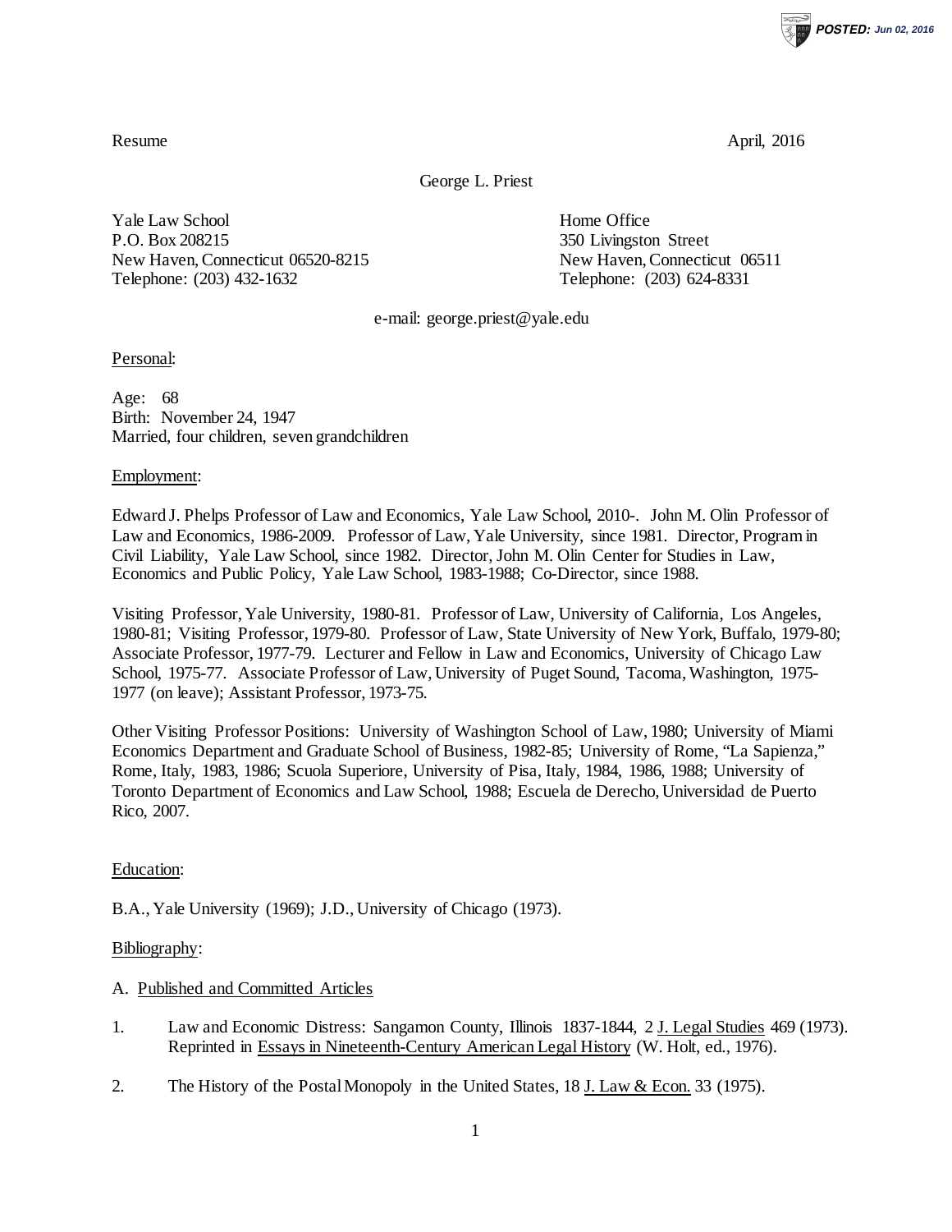Resume April, 2016

George L. Priest

Yale Law School
P.O. Box 208215
New Haven, Connecticut 06520-8215
Telephone: (203) 432-1632

Home Office
350 Livingston Street
New Haven, Connecticut 06511
Telephone: (203) 624-8331

e-mail: george.priest@yale.edu

<u>Personal</u>:

Age: 68
Birth: November 24, 1947
Married, four children, seven grandchildren

<u>Employment</u>:

Edward J. Phelps Professor of Law and Economics, Yale Law School, 2010-. John M. Olin Professor of Law and Economics, 1986-2009. Professor of Law, Yale University, since 1981. Director, Program in Civil Liability, Yale Law School, since 1982. Director, John M. Olin Center for Studies in Law, Economics and Public Policy, Yale Law School, 1983-1988; Co-Director, since 1988.

Visiting Professor, Yale University, 1980-81. Professor of Law, University of California, Los Angeles, 1980-81; Visiting Professor, 1979-80. Professor of Law, State University of New York, Buffalo, 1979-80; Associate Professor, 1977-79. Lecturer and Fellow in Law and Economics, University of Chicago Law School, 1975-77. Associate Professor of Law, University of Puget Sound, Tacoma, Washington, 1975-1977 (on leave); Assistant Professor, 1973-75.

Other Visiting Professor Positions: University of Washington School of Law, 1980; University of Miami Economics Department and Graduate School of Business, 1982-85; University of Rome, "La Sapienza," Rome, Italy, 1983, 1986; Scuola Superiore, University of Pisa, Italy, 1984, 1986, 1988; University of Toronto Department of Economics and Law School, 1988; Escuela de Derecho, Universidad de Puerto Rico, 2007.

<u>Education</u>:

B.A., Yale University (1969); J.D., University of Chicago (1973).

<u>Bibliography</u>:

A. <u>Published and Committed Articles</u>

1. Law and Economic Distress: Sangamon County, Illinois 1837-1844, 2 <u>J. Legal Studies</u> 469 (1973). Reprinted in <u>Essays in Nineteenth-Century American Legal History</u> (W. Holt, ed., 1976).

2. The History of the Postal Monopoly in the United States, 18 <u>J. Law & Econ.</u> 33 (1975).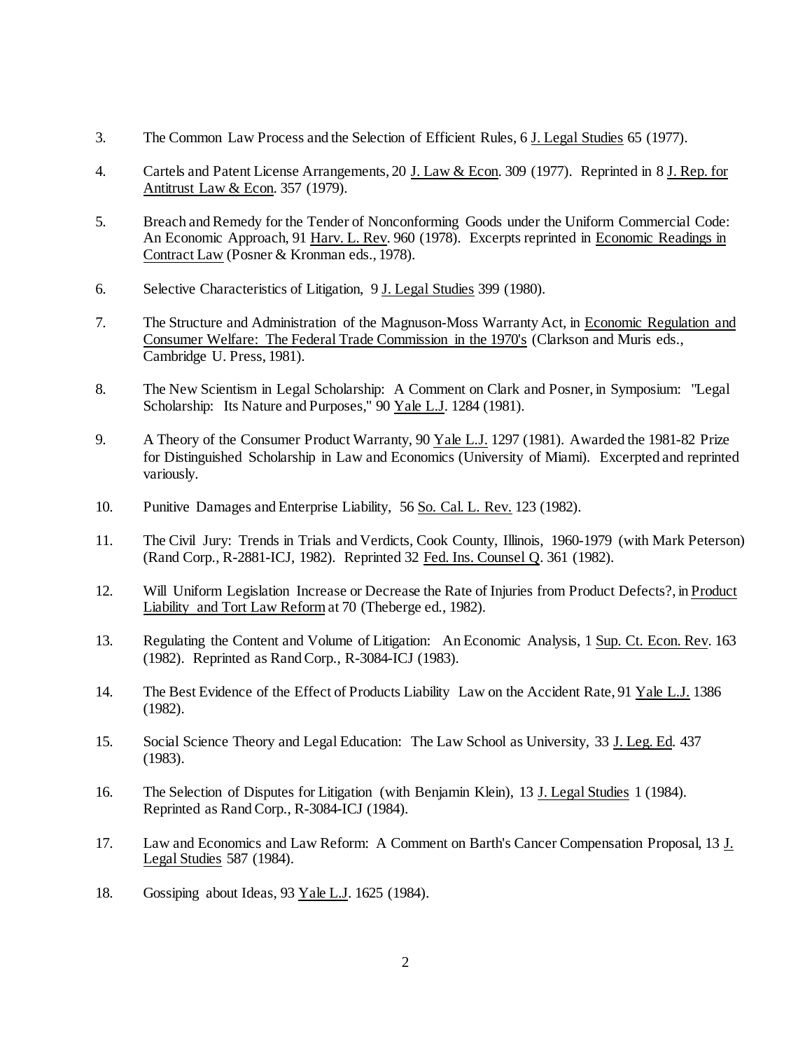3. The Common Law Process and the Selection of Efficient Rules, 6 J. Legal Studies 65 (1977).

4. Cartels and Patent License Arrangements, 20 J. Law & Econ. 309 (1977). Reprinted in 8 J. Rep. for Antitrust Law & Econ. 357 (1979).

5. Breach and Remedy for the Tender of Nonconforming Goods under the Uniform Commercial Code: An Economic Approach, 91 Harv. L. Rev. 960 (1978). Excerpts reprinted in Economic Readings in Contract Law (Posner & Kronman eds., 1978).

6. Selective Characteristics of Litigation, 9 J. Legal Studies 399 (1980).

7. The Structure and Administration of the Magnuson-Moss Warranty Act, in Economic Regulation and Consumer Welfare: The Federal Trade Commission in the 1970's (Clarkson and Muris eds., Cambridge U. Press, 1981).

8. The New Scientism in Legal Scholarship: A Comment on Clark and Posner, in Symposium: "Legal Scholarship: Its Nature and Purposes," 90 Yale L.J. 1284 (1981).

9. A Theory of the Consumer Product Warranty, 90 Yale L.J. 1297 (1981). Awarded the 1981-82 Prize for Distinguished Scholarship in Law and Economics (University of Miami). Excerpted and reprinted variously.

10. Punitive Damages and Enterprise Liability, 56 So. Cal. L. Rev. 123 (1982).

11. The Civil Jury: Trends in Trials and Verdicts, Cook County, Illinois, 1960-1979 (with Mark Peterson) (Rand Corp., R-2881-ICJ, 1982). Reprinted 32 Fed. Ins. Counsel Q. 361 (1982).

12. Will Uniform Legislation Increase or Decrease the Rate of Injuries from Product Defects?, in Product Liability and Tort Law Reform at 70 (Theberge ed., 1982).

13. Regulating the Content and Volume of Litigation: An Economic Analysis, 1 Sup. Ct. Econ. Rev. 163 (1982). Reprinted as Rand Corp., R-3084-ICJ (1983).

14. The Best Evidence of the Effect of Products Liability Law on the Accident Rate, 91 Yale L.J. 1386 (1982).

15. Social Science Theory and Legal Education: The Law School as University, 33 J. Leg. Ed. 437 (1983).

16. The Selection of Disputes for Litigation (with Benjamin Klein), 13 J. Legal Studies 1 (1984). Reprinted as Rand Corp., R-3084-ICJ (1984).

17. Law and Economics and Law Reform: A Comment on Barth's Cancer Compensation Proposal, 13 J. Legal Studies 587 (1984).

18. Gossiping about Ideas, 93 Yale L.J. 1625 (1984).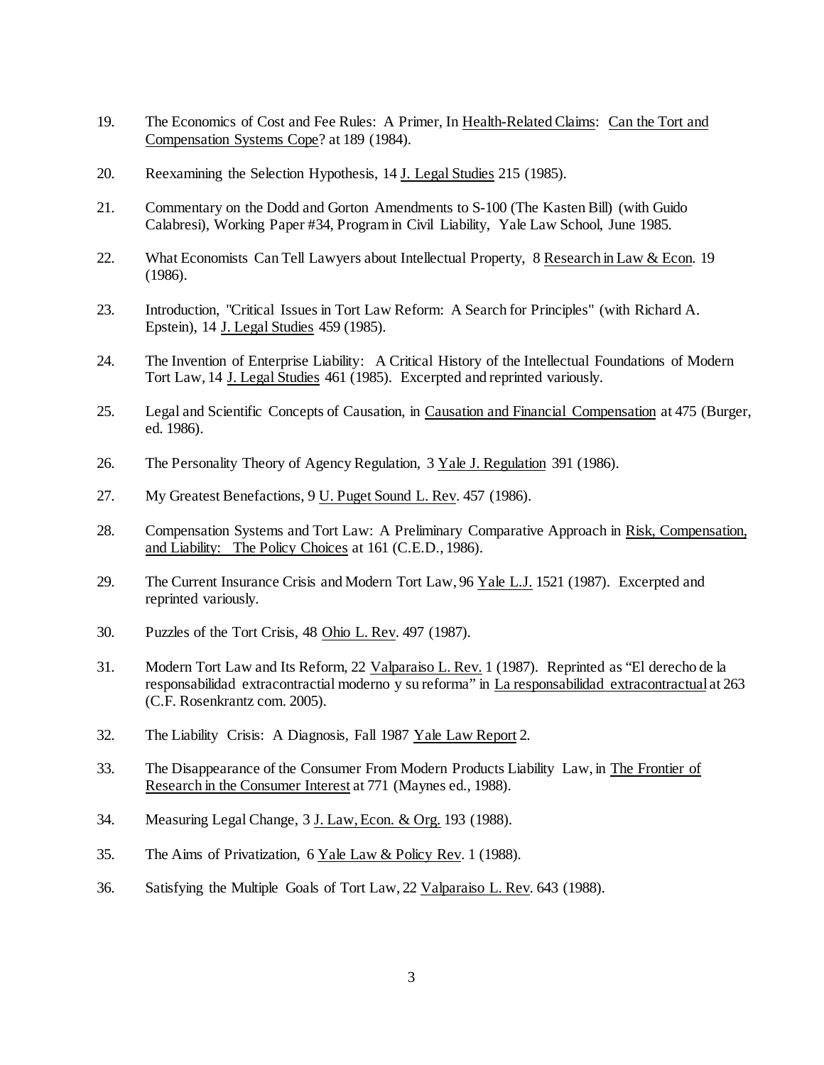19. The Economics of Cost and Fee Rules: A Primer, In Health-Related Claims: Can the Tort and Compensation Systems Cope? at 189 (1984).

20. Reexamining the Selection Hypothesis, 14 J. Legal Studies 215 (1985).

21. Commentary on the Dodd and Gorton Amendments to S-100 (The Kasten Bill) (with Guido Calabresi), Working Paper #34, Program in Civil Liability, Yale Law School, June 1985.

22. What Economists Can Tell Lawyers about Intellectual Property, 8 Research in Law & Econ. 19 (1986).

23. Introduction, "Critical Issues in Tort Law Reform: A Search for Principles" (with Richard A. Epstein), 14 J. Legal Studies 459 (1985).

24. The Invention of Enterprise Liability: A Critical History of the Intellectual Foundations of Modern Tort Law, 14 J. Legal Studies 461 (1985). Excerpted and reprinted variously.

25. Legal and Scientific Concepts of Causation, in Causation and Financial Compensation at 475 (Burger, ed. 1986).

26. The Personality Theory of Agency Regulation, 3 Yale J. Regulation 391 (1986).

27. My Greatest Benefactions, 9 U. Puget Sound L. Rev. 457 (1986).

28. Compensation Systems and Tort Law: A Preliminary Comparative Approach in Risk, Compensation, and Liability: The Policy Choices at 161 (C.E.D., 1986).

29. The Current Insurance Crisis and Modern Tort Law, 96 Yale L.J. 1521 (1987). Excerpted and reprinted variously.

30. Puzzles of the Tort Crisis, 48 Ohio L. Rev. 497 (1987).

31. Modern Tort Law and Its Reform, 22 Valparaiso L. Rev. 1 (1987). Reprinted as "El derecho de la responsabilidad extracontractial moderno y su reforma" in La responsabilidad extracontractual at 263 (C.F. Rosenkrantz com. 2005).

32. The Liability Crisis: A Diagnosis, Fall 1987 Yale Law Report 2.

33. The Disappearance of the Consumer From Modern Products Liability Law, in The Frontier of Research in the Consumer Interest at 771 (Maynes ed., 1988).

34. Measuring Legal Change, 3 J. Law, Econ. & Org. 193 (1988).

35. The Aims of Privatization, 6 Yale Law & Policy Rev. 1 (1988).

36. Satisfying the Multiple Goals of Tort Law, 22 Valparaiso L. Rev. 643 (1988).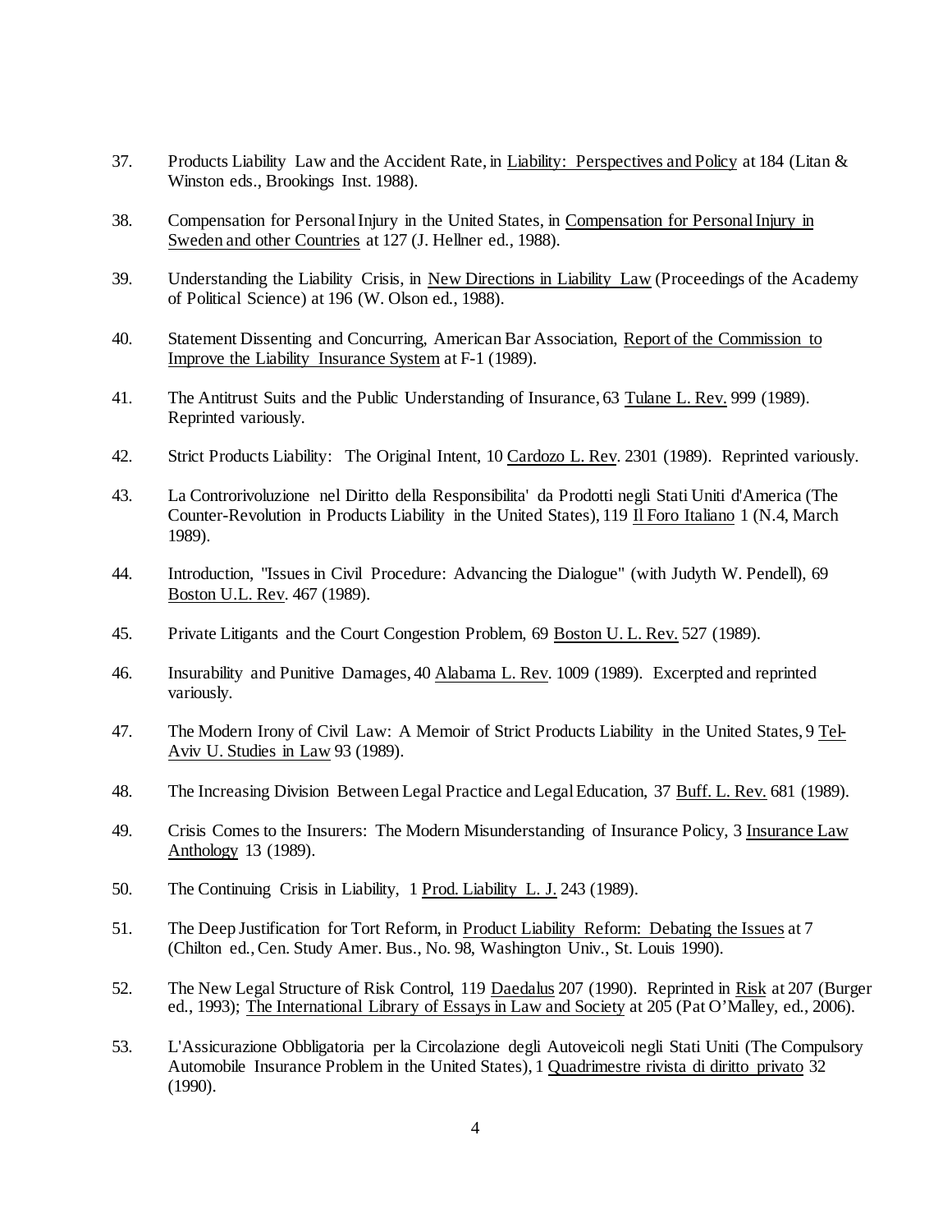37. Products Liability Law and the Accident Rate, in Liability: Perspectives and Policy at 184 (Litan & Winston eds., Brookings Inst. 1988).

38. Compensation for Personal Injury in the United States, in Compensation for Personal Injury in Sweden and other Countries at 127 (J. Hellner ed., 1988).

39. Understanding the Liability Crisis, in New Directions in Liability Law (Proceedings of the Academy of Political Science) at 196 (W. Olson ed., 1988).

40. Statement Dissenting and Concurring, American Bar Association, Report of the Commission to Improve the Liability Insurance System at F-1 (1989).

41. The Antitrust Suits and the Public Understanding of Insurance, 63 Tulane L. Rev. 999 (1989). Reprinted variously.

42. Strict Products Liability: The Original Intent, 10 Cardozo L. Rev. 2301 (1989). Reprinted variously.

43. La Controrivoluzione nel Diritto della Responsibilita' da Prodotti negli Stati Uniti d'America (The Counter-Revolution in Products Liability in the United States), 119 Il Foro Italiano 1 (N.4, March 1989).

44. Introduction, "Issues in Civil Procedure: Advancing the Dialogue" (with Judyth W. Pendell), 69 Boston U.L. Rev. 467 (1989).

45. Private Litigants and the Court Congestion Problem, 69 Boston U. L. Rev. 527 (1989).

46. Insurability and Punitive Damages, 40 Alabama L. Rev. 1009 (1989). Excerpted and reprinted variously.

47. The Modern Irony of Civil Law: A Memoir of Strict Products Liability in the United States, 9 Tel-Aviv U. Studies in Law 93 (1989).

48. The Increasing Division Between Legal Practice and Legal Education, 37 Buff. L. Rev. 681 (1989).

49. Crisis Comes to the Insurers: The Modern Misunderstanding of Insurance Policy, 3 Insurance Law Anthology 13 (1989).

50. The Continuing Crisis in Liability, 1 Prod. Liability L. J. 243 (1989).

51. The Deep Justification for Tort Reform, in Product Liability Reform: Debating the Issues at 7 (Chilton ed., Cen. Study Amer. Bus., No. 98, Washington Univ., St. Louis 1990).

52. The New Legal Structure of Risk Control, 119 Daedalus 207 (1990). Reprinted in Risk at 207 (Burger ed., 1993); The International Library of Essays in Law and Society at 205 (Pat O'Malley, ed., 2006).

53. L'Assicurazione Obbligatoria per la Circolazione degli Autoveicoli negli Stati Uniti (The Compulsory Automobile Insurance Problem in the United States), 1 Quadrimestre rivista di diritto privato 32 (1990).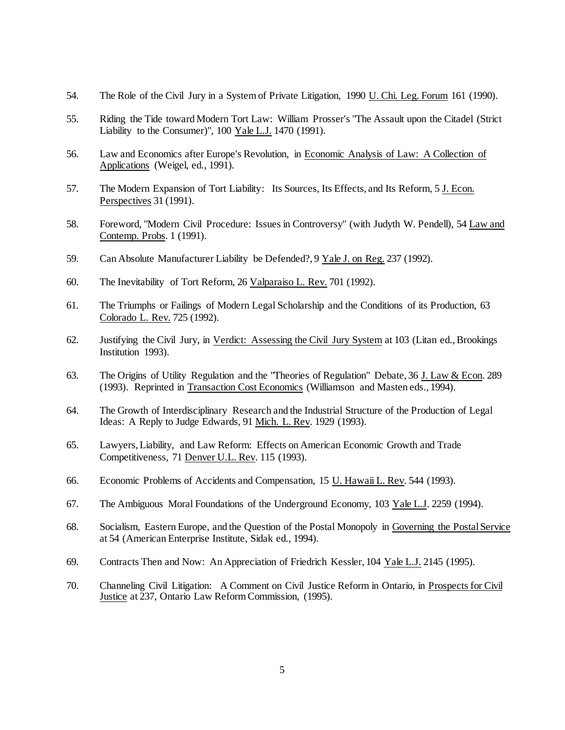54. The Role of the Civil Jury in a System of Private Litigation, 1990 U. Chi. Leg. Forum 161 (1990).

55. Riding the Tide toward Modern Tort Law: William Prosser's "The Assault upon the Citadel (Strict Liability to the Consumer)", 100 Yale L.J. 1470 (1991).

56. Law and Economics after Europe's Revolution, in Economic Analysis of Law: A Collection of Applications (Weigel, ed., 1991).

57. The Modern Expansion of Tort Liability: Its Sources, Its Effects, and Its Reform, 5 J. Econ. Perspectives 31 (1991).

58. Foreword, "Modern Civil Procedure: Issues in Controversy" (with Judyth W. Pendell), 54 Law and Contemp. Probs. 1 (1991).

59. Can Absolute Manufacturer Liability be Defended?, 9 Yale J. on Reg. 237 (1992).

60. The Inevitability of Tort Reform, 26 Valparaiso L. Rev. 701 (1992).

61. The Triumphs or Failings of Modern Legal Scholarship and the Conditions of its Production, 63 Colorado L. Rev. 725 (1992).

62. Justifying the Civil Jury, in Verdict: Assessing the Civil Jury System at 103 (Litan ed., Brookings Institution 1993).

63. The Origins of Utility Regulation and the "Theories of Regulation" Debate, 36 J. Law & Econ. 289 (1993). Reprinted in Transaction Cost Economics (Williamson and Masten eds., 1994).

64. The Growth of Interdisciplinary Research and the Industrial Structure of the Production of Legal Ideas: A Reply to Judge Edwards, 91 Mich. L. Rev. 1929 (1993).

65. Lawyers, Liability, and Law Reform: Effects on American Economic Growth and Trade Competitiveness, 71 Denver U.L. Rev. 115 (1993).

66. Economic Problems of Accidents and Compensation, 15 U. Hawaii L. Rev. 544 (1993).

67. The Ambiguous Moral Foundations of the Underground Economy, 103 Yale L.J. 2259 (1994).

68. Socialism, Eastern Europe, and the Question of the Postal Monopoly in Governing the Postal Service at 54 (American Enterprise Institute, Sidak ed., 1994).

69. Contracts Then and Now: An Appreciation of Friedrich Kessler, 104 Yale L.J. 2145 (1995).

70. Channeling Civil Litigation: A Comment on Civil Justice Reform in Ontario, in Prospects for Civil Justice at 237, Ontario Law Reform Commission, (1995).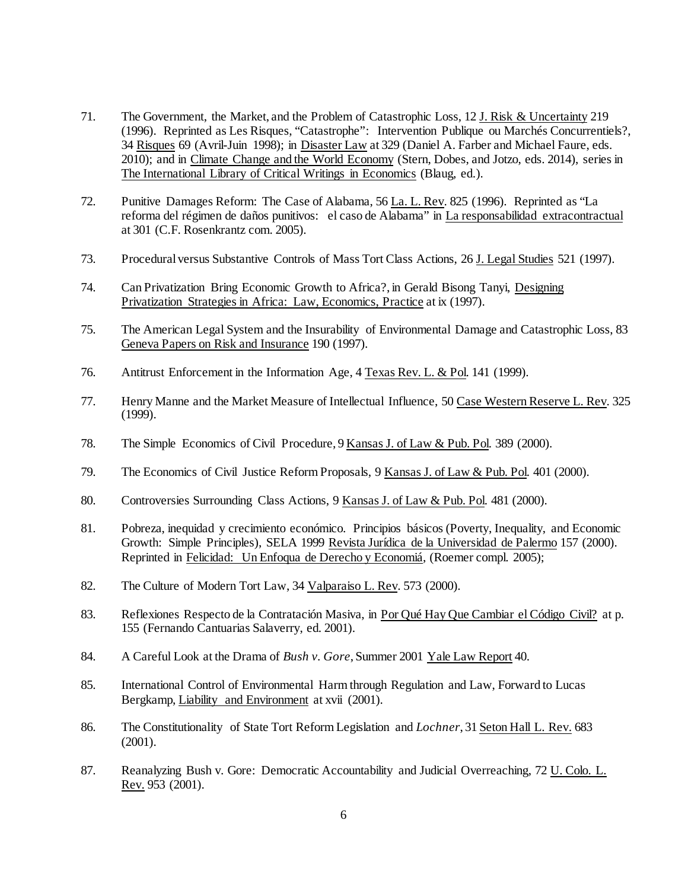71. The Government, the Market, and the Problem of Catastrophic Loss, 12 J. Risk & Uncertainty 219 (1996). Reprinted as Les Risques, "Catastrophe": Intervention Publique ou Marchés Concurrentiels?, 34 Risques 69 (Avril-Juin 1998); in Disaster Law at 329 (Daniel A. Farber and Michael Faure, eds. 2010); and in Climate Change and the World Economy (Stern, Dobes, and Jotzo, eds. 2014), series in The International Library of Critical Writings in Economics (Blaug, ed.).

72. Punitive Damages Reform: The Case of Alabama, 56 La. L. Rev. 825 (1996). Reprinted as "La reforma del régimen de daños punitivos: el caso de Alabama" in La responsabilidad extracontractual at 301 (C.F. Rosenkrantz com. 2005).

73. Procedural versus Substantive Controls of Mass Tort Class Actions, 26 J. Legal Studies 521 (1997).

74. Can Privatization Bring Economic Growth to Africa?, in Gerald Bisong Tanyi, Designing Privatization Strategies in Africa: Law, Economics, Practice at ix (1997).

75. The American Legal System and the Insurability of Environmental Damage and Catastrophic Loss, 83 Geneva Papers on Risk and Insurance 190 (1997).

76. Antitrust Enforcement in the Information Age, 4 Texas Rev. L. & Pol. 141 (1999).

77. Henry Manne and the Market Measure of Intellectual Influence, 50 Case Western Reserve L. Rev. 325 (1999).

78. The Simple Economics of Civil Procedure, 9 Kansas J. of Law & Pub. Pol. 389 (2000).

79. The Economics of Civil Justice Reform Proposals, 9 Kansas J. of Law & Pub. Pol. 401 (2000).

80. Controversies Surrounding Class Actions, 9 Kansas J. of Law & Pub. Pol. 481 (2000).

81. Pobreza, inequidad y crecimiento económico. Principios básicos (Poverty, Inequality, and Economic Growth: Simple Principles), SELA 1999 Revista Jurídica de la Universidad de Palermo 157 (2000). Reprinted in Felicidad: Un Enfoqua de Derecho y Economiá, (Roemer compl. 2005);

82. The Culture of Modern Tort Law, 34 Valparaiso L. Rev. 573 (2000).

83. Reflexiones Respecto de la Contratación Masiva, in Por Qué Hay Que Cambiar el Código Civil? at p. 155 (Fernando Cantuarias Salaverry, ed. 2001).

84. A Careful Look at the Drama of *Bush v. Gore*, Summer 2001 Yale Law Report 40.

85. International Control of Environmental Harm through Regulation and Law, Forward to Lucas Bergkamp, Liability and Environment at xvii (2001).

86. The Constitutionality of State Tort Reform Legislation and *Lochner*, 31 Seton Hall L. Rev. 683 (2001).

87. Reanalyzing Bush v. Gore: Democratic Accountability and Judicial Overreaching, 72 U. Colo. L. Rev. 953 (2001).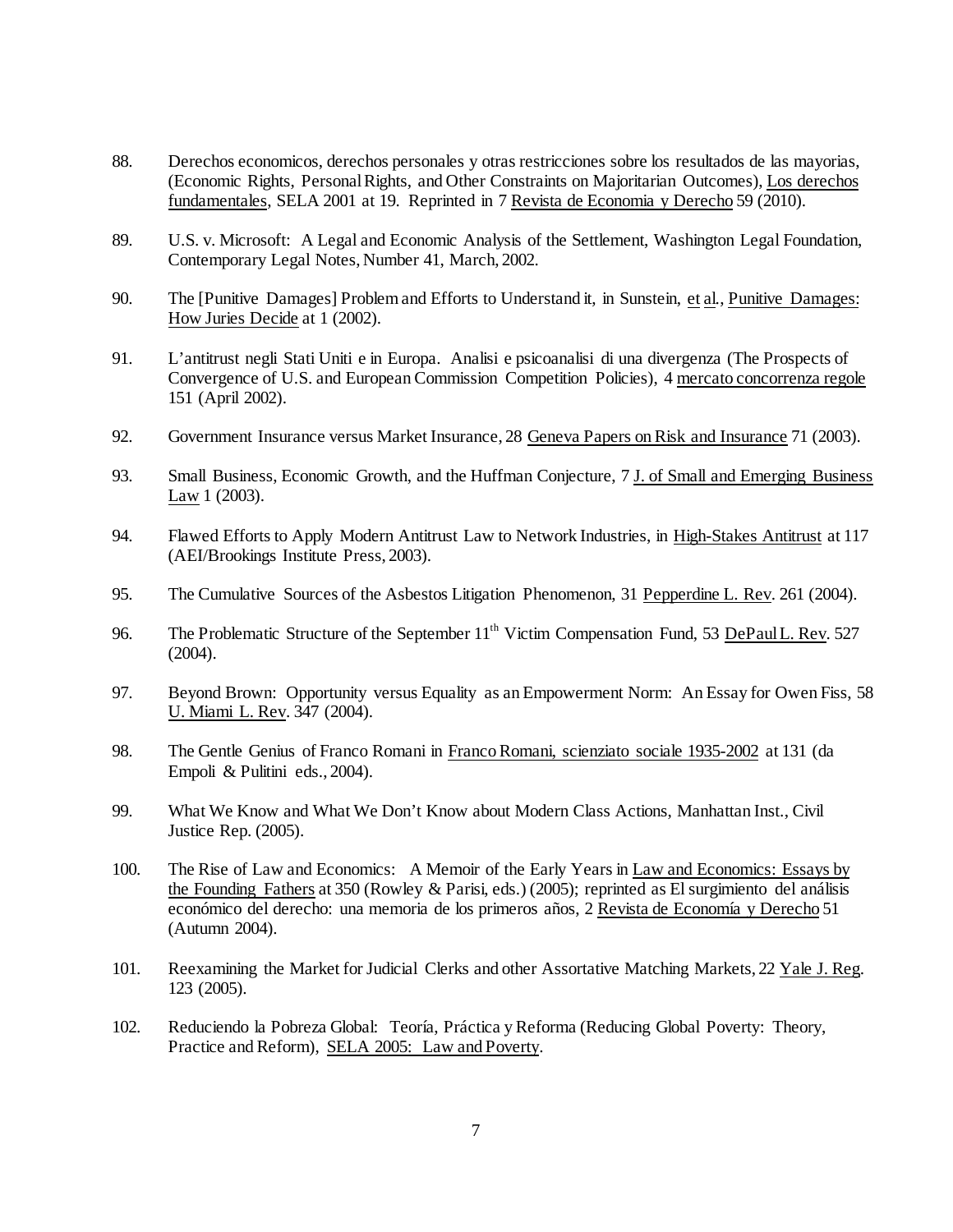88. Derechos economicos, derechos personales y otras restricciones sobre los resultados de las mayorias, (Economic Rights, Personal Rights, and Other Constraints on Majoritarian Outcomes), Los derechos fundamentales, SELA 2001 at 19. Reprinted in 7 Revista de Economia y Derecho 59 (2010).

89. U.S. v. Microsoft: A Legal and Economic Analysis of the Settlement, Washington Legal Foundation, Contemporary Legal Notes, Number 41, March, 2002.

90. The [Punitive Damages] Problem and Efforts to Understand it, in Sunstein, et al., Punitive Damages: How Juries Decide at 1 (2002).

91. L'antitrust negli Stati Uniti e in Europa. Analisi e psicoanalisi di una divergenza (The Prospects of Convergence of U.S. and European Commission Competition Policies), 4 mercato concorrenza regole 151 (April 2002).

92. Government Insurance versus Market Insurance, 28 Geneva Papers on Risk and Insurance 71 (2003).

93. Small Business, Economic Growth, and the Huffman Conjecture, 7 J. of Small and Emerging Business Law 1 (2003).

94. Flawed Efforts to Apply Modern Antitrust Law to Network Industries, in High-Stakes Antitrust at 117 (AEI/Brookings Institute Press, 2003).

95. The Cumulative Sources of the Asbestos Litigation Phenomenon, 31 Pepperdine L. Rev. 261 (2004).

96. The Problematic Structure of the September 11th Victim Compensation Fund, 53 DePaul L. Rev. 527 (2004).

97. Beyond Brown: Opportunity versus Equality as an Empowerment Norm: An Essay for Owen Fiss, 58 U. Miami L. Rev. 347 (2004).

98. The Gentle Genius of Franco Romani in Franco Romani, scienziato sociale 1935-2002 at 131 (da Empoli & Pulitini eds., 2004).

99. What We Know and What We Don't Know about Modern Class Actions, Manhattan Inst., Civil Justice Rep. (2005).

100. The Rise of Law and Economics: A Memoir of the Early Years in Law and Economics: Essays by the Founding Fathers at 350 (Rowley & Parisi, eds.) (2005); reprinted as El surgimiento del análisis económico del derecho: una memoria de los primeros años, 2 Revista de Economía y Derecho 51 (Autumn 2004).

101. Reexamining the Market for Judicial Clerks and other Assortative Matching Markets, 22 Yale J. Reg. 123 (2005).

102. Reduciendo la Pobreza Global: Teoría, Práctica y Reforma (Reducing Global Poverty: Theory, Practice and Reform), SELA 2005: Law and Poverty.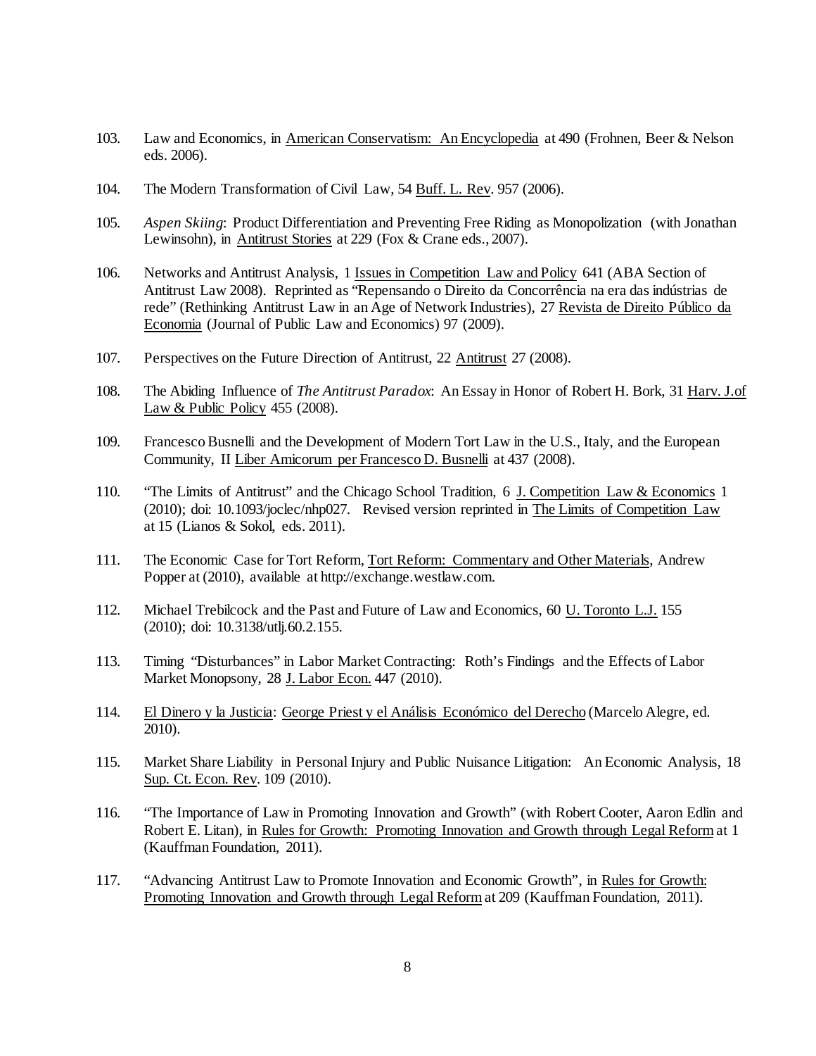103. Law and Economics, in American Conservatism: An Encyclopedia at 490 (Frohnen, Beer & Nelson eds. 2006).

104. The Modern Transformation of Civil Law, 54 Buff. L. Rev. 957 (2006).

105. *Aspen Skiing*: Product Differentiation and Preventing Free Riding as Monopolization (with Jonathan Lewinsohn), in Antitrust Stories at 229 (Fox & Crane eds., 2007).

106. Networks and Antitrust Analysis, 1 Issues in Competition Law and Policy 641 (ABA Section of Antitrust Law 2008). Reprinted as "Repensando o Direito da Concorrência na era das indústrias de rede" (Rethinking Antitrust Law in an Age of Network Industries), 27 Revista de Direito Público da Economia (Journal of Public Law and Economics) 97 (2009).

107. Perspectives on the Future Direction of Antitrust, 22 Antitrust 27 (2008).

108. The Abiding Influence of *The Antitrust Paradox*: An Essay in Honor of Robert H. Bork, 31 Harv. J.of Law & Public Policy 455 (2008).

109. Francesco Busnelli and the Development of Modern Tort Law in the U.S., Italy, and the European Community, II Liber Amicorum per Francesco D. Busnelli at 437 (2008).

110. "The Limits of Antitrust" and the Chicago School Tradition, 6 J. Competition Law & Economics 1 (2010); doi: 10.1093/joclec/nhp027. Revised version reprinted in The Limits of Competition Law at 15 (Lianos & Sokol, eds. 2011).

111. The Economic Case for Tort Reform, Tort Reform: Commentary and Other Materials, Andrew Popper at (2010), available at http://exchange.westlaw.com.

112. Michael Trebilcock and the Past and Future of Law and Economics, 60 U. Toronto L.J. 155 (2010); doi: 10.3138/utlj.60.2.155.

113. Timing "Disturbances" in Labor Market Contracting: Roth's Findings and the Effects of Labor Market Monopsony, 28 J. Labor Econ. 447 (2010).

114. El Dinero y la Justicia: George Priest y el Análisis Económico del Derecho (Marcelo Alegre, ed. 2010).

115. Market Share Liability in Personal Injury and Public Nuisance Litigation: An Economic Analysis, 18 Sup. Ct. Econ. Rev. 109 (2010).

116. "The Importance of Law in Promoting Innovation and Growth" (with Robert Cooter, Aaron Edlin and Robert E. Litan), in Rules for Growth: Promoting Innovation and Growth through Legal Reform at 1 (Kauffman Foundation, 2011).

117. "Advancing Antitrust Law to Promote Innovation and Economic Growth", in Rules for Growth: Promoting Innovation and Growth through Legal Reform at 209 (Kauffman Foundation, 2011).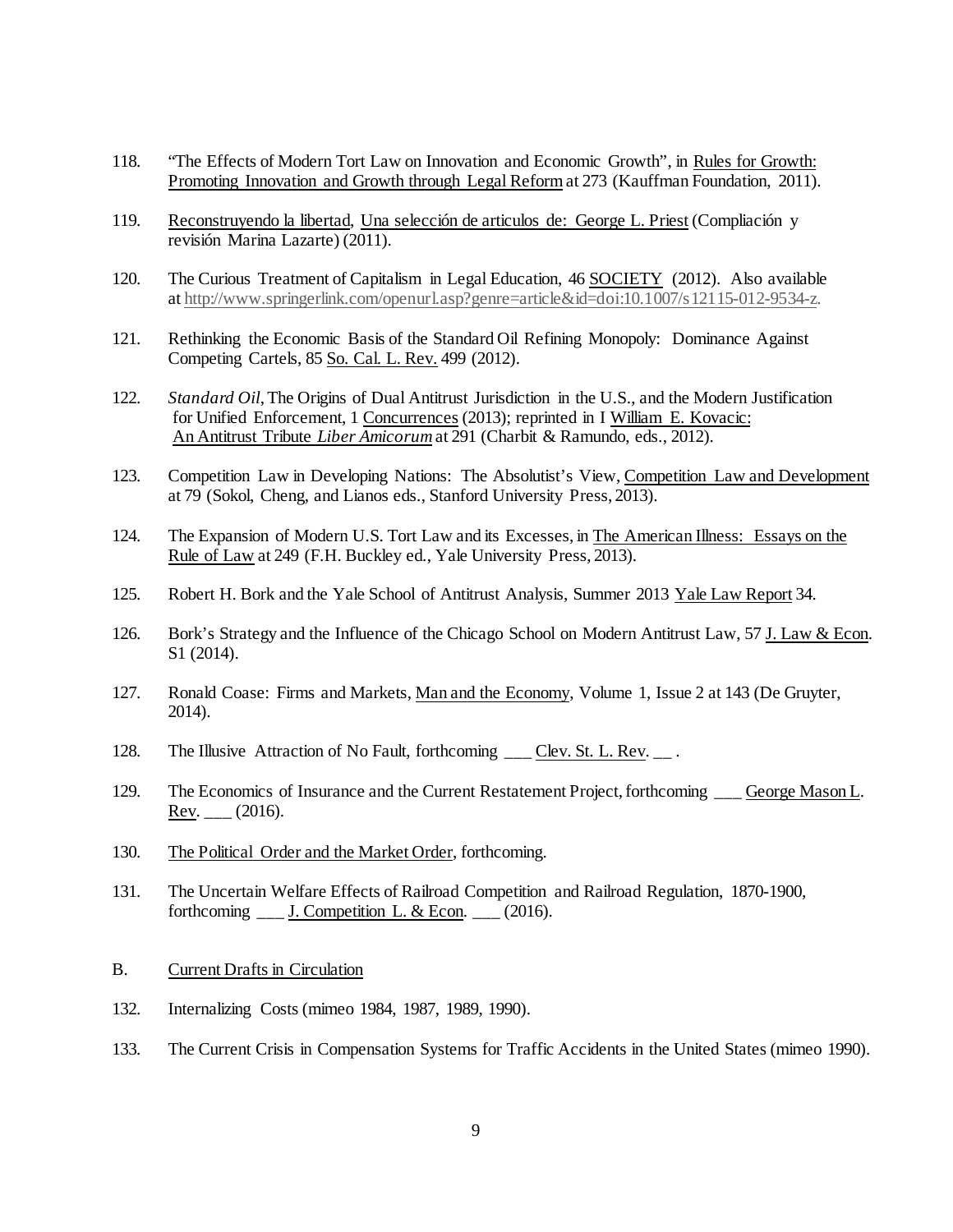118. "The Effects of Modern Tort Law on Innovation and Economic Growth", in Rules for Growth: Promoting Innovation and Growth through Legal Reform at 273 (Kauffman Foundation, 2011).

119. Reconstruyendo la libertad, Una selección de articulos de: George L. Priest (Compliación y revisión Marina Lazarte) (2011).

120. The Curious Treatment of Capitalism in Legal Education, 46 SOCIETY (2012). Also available at http://www.springerlink.com/openurl.asp?genre=article&id=doi:10.1007/s12115-012-9534-z.

121. Rethinking the Economic Basis of the Standard Oil Refining Monopoly: Dominance Against Competing Cartels, 85 So. Cal. L. Rev. 499 (2012).

122. *Standard Oil*, The Origins of Dual Antitrust Jurisdiction in the U.S., and the Modern Justification for Unified Enforcement, 1 Concurrences (2013); reprinted in I William E. Kovacic: An Antitrust Tribute *Liber Amicorum* at 291 (Charbit & Ramundo, eds., 2012).

123. Competition Law in Developing Nations: The Absolutist's View, Competition Law and Development at 79 (Sokol, Cheng, and Lianos eds., Stanford University Press, 2013).

124. The Expansion of Modern U.S. Tort Law and its Excesses, in The American Illness: Essays on the Rule of Law at 249 (F.H. Buckley ed., Yale University Press, 2013).

125. Robert H. Bork and the Yale School of Antitrust Analysis, Summer 2013 Yale Law Report 34.

126. Bork's Strategy and the Influence of the Chicago School on Modern Antitrust Law, 57 J. Law & Econ. S1 (2014).

127. Ronald Coase: Firms and Markets, Man and the Economy, Volume 1, Issue 2 at 143 (De Gruyter, 2014).

128. The Illusive Attraction of No Fault, forthcoming ___ Clev. St. L. Rev. __ .

129. The Economics of Insurance and the Current Restatement Project, forthcoming ___ George Mason L. Rev. ___ (2016).

130. The Political Order and the Market Order, forthcoming.

131. The Uncertain Welfare Effects of Railroad Competition and Railroad Regulation, 1870-1900, forthcoming ___ J. Competition L. & Econ. ___ (2016).

B. Current Drafts in Circulation

132. Internalizing Costs (mimeo 1984, 1987, 1989, 1990).

133. The Current Crisis in Compensation Systems for Traffic Accidents in the United States (mimeo 1990).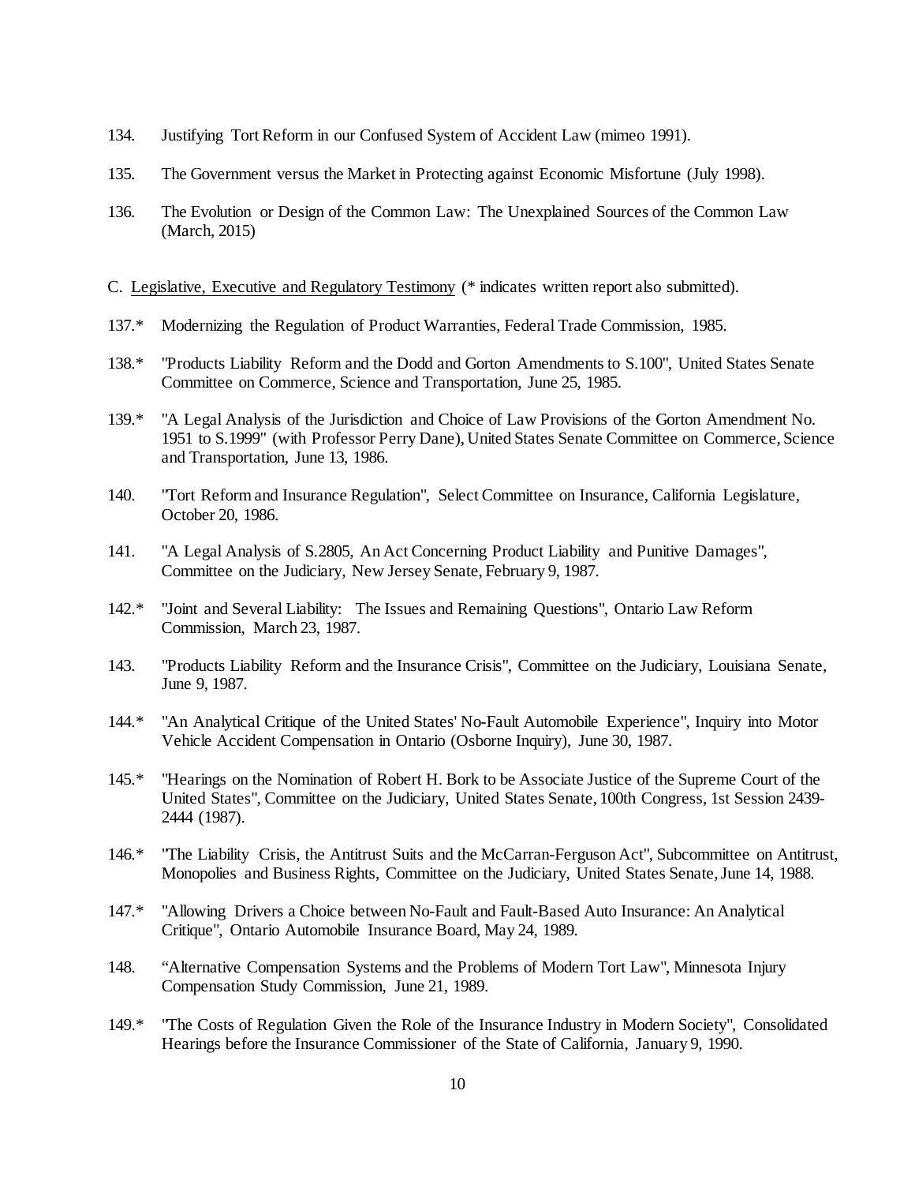134. Justifying Tort Reform in our Confused System of Accident Law (mimeo 1991).

135. The Government versus the Market in Protecting against Economic Misfortune (July 1998).

136. The Evolution or Design of the Common Law: The Unexplained Sources of the Common Law (March, 2015)

C. <u>Legislative, Executive and Regulatory Testimony</u> (* indicates written report also submitted).

137.* Modernizing the Regulation of Product Warranties, Federal Trade Commission, 1985.

138.* "Products Liability Reform and the Dodd and Gorton Amendments to S.100", United States Senate Committee on Commerce, Science and Transportation, June 25, 1985.

139.* "A Legal Analysis of the Jurisdiction and Choice of Law Provisions of the Gorton Amendment No. 1951 to S.1999" (with Professor Perry Dane), United States Senate Committee on Commerce, Science and Transportation, June 13, 1986.

140. "Tort Reform and Insurance Regulation", Select Committee on Insurance, California Legislature, October 20, 1986.

141. "A Legal Analysis of S.2805, An Act Concerning Product Liability and Punitive Damages", Committee on the Judiciary, New Jersey Senate, February 9, 1987.

142.* "Joint and Several Liability: The Issues and Remaining Questions", Ontario Law Reform Commission, March 23, 1987.

143. "Products Liability Reform and the Insurance Crisis", Committee on the Judiciary, Louisiana Senate, June 9, 1987.

144.* "An Analytical Critique of the United States' No-Fault Automobile Experience", Inquiry into Motor Vehicle Accident Compensation in Ontario (Osborne Inquiry), June 30, 1987.

145.* "Hearings on the Nomination of Robert H. Bork to be Associate Justice of the Supreme Court of the United States", Committee on the Judiciary, United States Senate, 100th Congress, 1st Session 2439-2444 (1987).

146.* "The Liability Crisis, the Antitrust Suits and the McCarran-Ferguson Act", Subcommittee on Antitrust, Monopolies and Business Rights, Committee on the Judiciary, United States Senate, June 14, 1988.

147.* "Allowing Drivers a Choice between No-Fault and Fault-Based Auto Insurance: An Analytical Critique", Ontario Automobile Insurance Board, May 24, 1989.

148. "Alternative Compensation Systems and the Problems of Modern Tort Law", Minnesota Injury Compensation Study Commission, June 21, 1989.

149.* "The Costs of Regulation Given the Role of the Insurance Industry in Modern Society", Consolidated Hearings before the Insurance Commissioner of the State of California, January 9, 1990.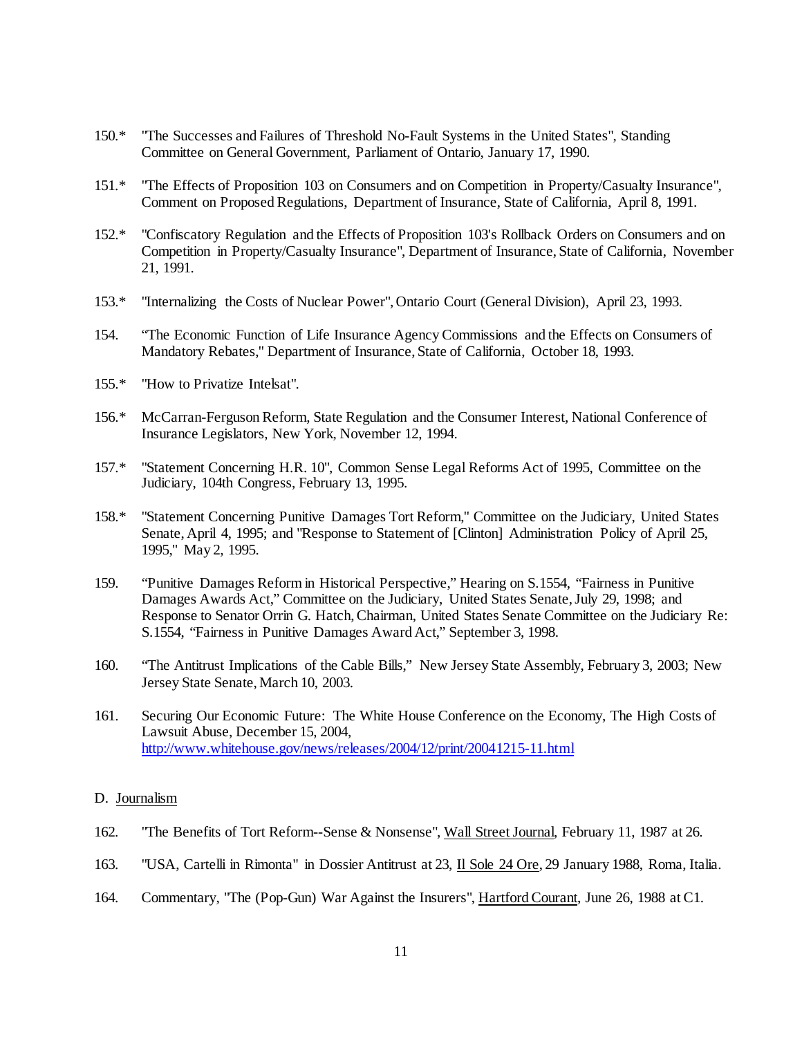150.* "The Successes and Failures of Threshold No-Fault Systems in the United States", Standing Committee on General Government, Parliament of Ontario, January 17, 1990.

151.* "The Effects of Proposition 103 on Consumers and on Competition in Property/Casualty Insurance", Comment on Proposed Regulations, Department of Insurance, State of California, April 8, 1991.

152.* "Confiscatory Regulation and the Effects of Proposition 103's Rollback Orders on Consumers and on Competition in Property/Casualty Insurance", Department of Insurance, State of California, November 21, 1991.

153.* "Internalizing the Costs of Nuclear Power", Ontario Court (General Division), April 23, 1993.

154. "The Economic Function of Life Insurance Agency Commissions and the Effects on Consumers of Mandatory Rebates," Department of Insurance, State of California, October 18, 1993.

155.* "How to Privatize Intelsat".

156.* McCarran-Ferguson Reform, State Regulation and the Consumer Interest, National Conference of Insurance Legislators, New York, November 12, 1994.

157.* "Statement Concerning H.R. 10", Common Sense Legal Reforms Act of 1995, Committee on the Judiciary, 104th Congress, February 13, 1995.

158.* "Statement Concerning Punitive Damages Tort Reform," Committee on the Judiciary, United States Senate, April 4, 1995; and "Response to Statement of [Clinton] Administration Policy of April 25, 1995," May 2, 1995.

159. "Punitive Damages Reform in Historical Perspective," Hearing on S.1554, "Fairness in Punitive Damages Awards Act," Committee on the Judiciary, United States Senate, July 29, 1998; and Response to Senator Orrin G. Hatch, Chairman, United States Senate Committee on the Judiciary Re: S.1554, "Fairness in Punitive Damages Award Act," September 3, 1998.

160. "The Antitrust Implications of the Cable Bills," New Jersey State Assembly, February 3, 2003; New Jersey State Senate, March 10, 2003.

161. Securing Our Economic Future: The White House Conference on the Economy, The High Costs of Lawsuit Abuse, December 15, 2004, http://www.whitehouse.gov/news/releases/2004/12/print/20041215-11.html

D. Journalism

162. "The Benefits of Tort Reform--Sense & Nonsense", Wall Street Journal, February 11, 1987 at 26.

163. "USA, Cartelli in Rimonta" in Dossier Antitrust at 23, Il Sole 24 Ore, 29 January 1988, Roma, Italia.

164. Commentary, "The (Pop-Gun) War Against the Insurers", Hartford Courant, June 26, 1988 at C1.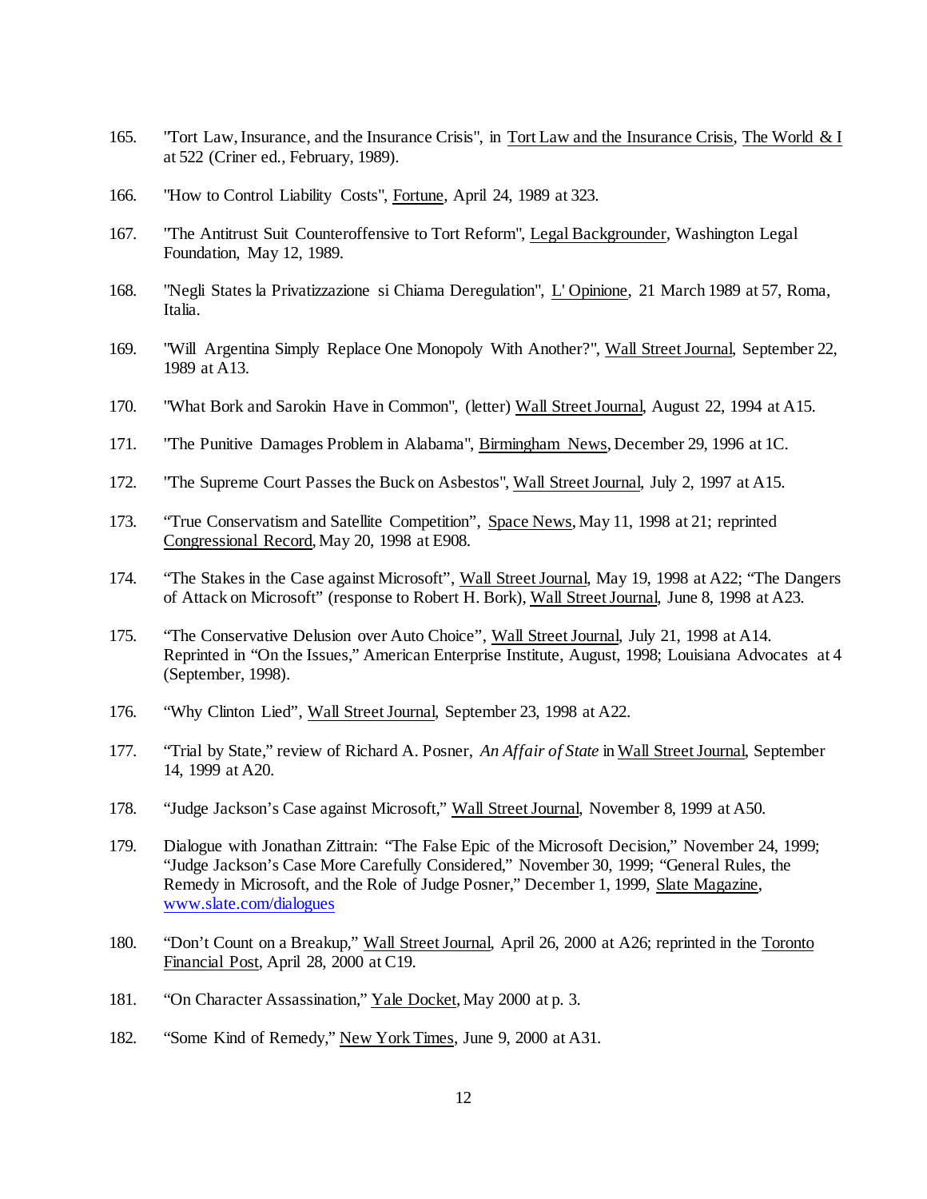165. "Tort Law, Insurance, and the Insurance Crisis", in Tort Law and the Insurance Crisis, The World & I at 522 (Criner ed., February, 1989).

166. "How to Control Liability Costs", Fortune, April 24, 1989 at 323.

167. "The Antitrust Suit Counteroffensive to Tort Reform", Legal Backgrounder, Washington Legal Foundation, May 12, 1989.

168. "Negli States la Privatizzazione si Chiama Deregulation", L' Opinione, 21 March 1989 at 57, Roma, Italia.

169. "Will Argentina Simply Replace One Monopoly With Another?", Wall Street Journal, September 22, 1989 at A13.

170. "What Bork and Sarokin Have in Common", (letter) Wall Street Journal, August 22, 1994 at A15.

171. "The Punitive Damages Problem in Alabama", Birmingham News, December 29, 1996 at 1C.

172. "The Supreme Court Passes the Buck on Asbestos", Wall Street Journal, July 2, 1997 at A15.

173. "True Conservatism and Satellite Competition", Space News, May 11, 1998 at 21; reprinted Congressional Record, May 20, 1998 at E908.

174. "The Stakes in the Case against Microsoft", Wall Street Journal, May 19, 1998 at A22; "The Dangers of Attack on Microsoft" (response to Robert H. Bork), Wall Street Journal, June 8, 1998 at A23.

175. "The Conservative Delusion over Auto Choice", Wall Street Journal, July 21, 1998 at A14. Reprinted in "On the Issues," American Enterprise Institute, August, 1998; Louisiana Advocates at 4 (September, 1998).

176. "Why Clinton Lied", Wall Street Journal, September 23, 1998 at A22.

177. "Trial by State," review of Richard A. Posner, *An Affair of State* in Wall Street Journal, September 14, 1999 at A20.

178. "Judge Jackson's Case against Microsoft," Wall Street Journal, November 8, 1999 at A50.

179. Dialogue with Jonathan Zittrain: "The False Epic of the Microsoft Decision," November 24, 1999; "Judge Jackson's Case More Carefully Considered," November 30, 1999; "General Rules, the Remedy in Microsoft, and the Role of Judge Posner," December 1, 1999, Slate Magazine, www.slate.com/dialogues

180. "Don't Count on a Breakup," Wall Street Journal, April 26, 2000 at A26; reprinted in the Toronto Financial Post, April 28, 2000 at C19.

181. "On Character Assassination," Yale Docket, May 2000 at p. 3.

182. "Some Kind of Remedy," New York Times, June 9, 2000 at A31.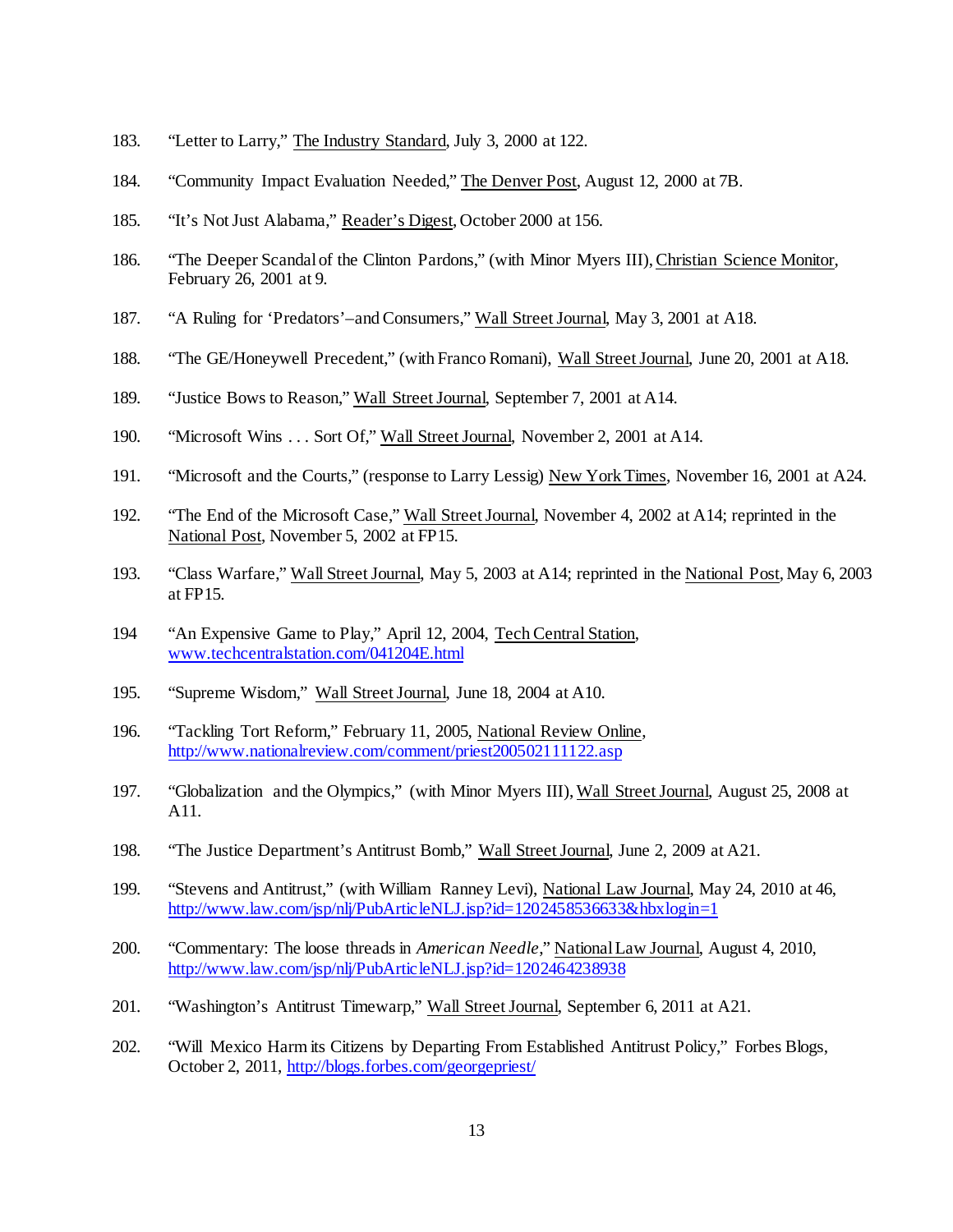183. "Letter to Larry," The Industry Standard, July 3, 2000 at 122.

184. "Community Impact Evaluation Needed," The Denver Post, August 12, 2000 at 7B.

185. "It's Not Just Alabama," Reader's Digest, October 2000 at 156.

186. "The Deeper Scandal of the Clinton Pardons," (with Minor Myers III), Christian Science Monitor, February 26, 2001 at 9.

187. "A Ruling for 'Predators'–and Consumers," Wall Street Journal, May 3, 2001 at A18.

188. "The GE/Honeywell Precedent," (with Franco Romani), Wall Street Journal, June 20, 2001 at A18.

189. "Justice Bows to Reason," Wall Street Journal, September 7, 2001 at A14.

190. "Microsoft Wins . . . Sort Of," Wall Street Journal, November 2, 2001 at A14.

191. "Microsoft and the Courts," (response to Larry Lessig) New York Times, November 16, 2001 at A24.

192. "The End of the Microsoft Case," Wall Street Journal, November 4, 2002 at A14; reprinted in the National Post, November 5, 2002 at FP15.

193. "Class Warfare," Wall Street Journal, May 5, 2003 at A14; reprinted in the National Post, May 6, 2003 at FP15.

194 "An Expensive Game to Play," April 12, 2004, Tech Central Station, www.techcentralstation.com/041204E.html

195. "Supreme Wisdom," Wall Street Journal, June 18, 2004 at A10.

196. "Tackling Tort Reform," February 11, 2005, National Review Online, http://www.nationalreview.com/comment/priest200502111122.asp

197. "Globalization and the Olympics," (with Minor Myers III), Wall Street Journal, August 25, 2008 at A11.

198. "The Justice Department's Antitrust Bomb," Wall Street Journal, June 2, 2009 at A21.

199. "Stevens and Antitrust," (with William Ranney Levi), National Law Journal, May 24, 2010 at 46, http://www.law.com/jsp/nlj/PubArticleNLJ.jsp?id=1202458536633&hbxlogin=1

200. "Commentary: The loose threads in *American Needle*," National Law Journal, August 4, 2010, http://www.law.com/jsp/nlj/PubArticleNLJ.jsp?id=1202464238938

201. "Washington's Antitrust Timewarp," Wall Street Journal, September 6, 2011 at A21.

202. "Will Mexico Harm its Citizens by Departing From Established Antitrust Policy," Forbes Blogs, October 2, 2011, http://blogs.forbes.com/georgepriest/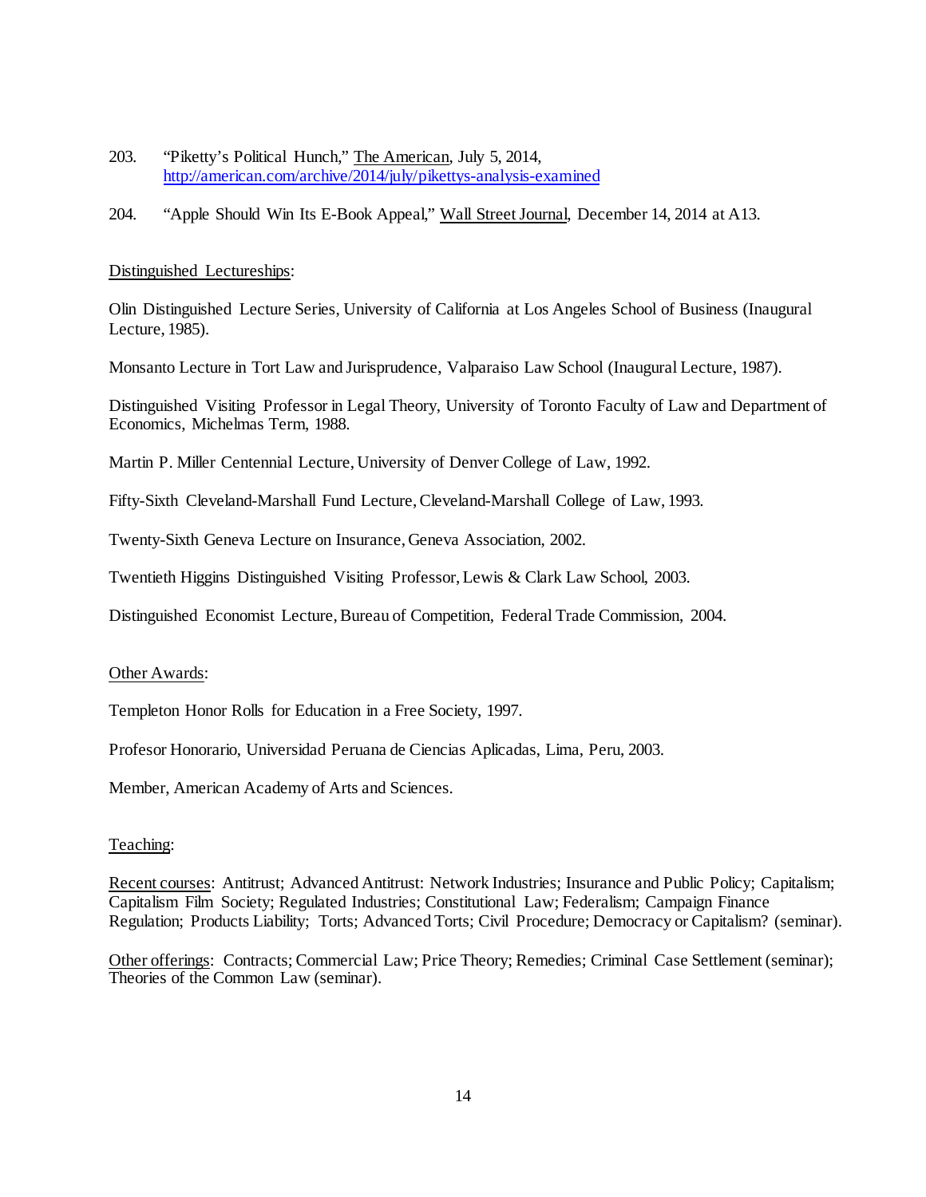203. "Piketty's Political Hunch," The American, July 5, 2014, http://american.com/archive/2014/july/pikettys-analysis-examined

204. "Apple Should Win Its E-Book Appeal," Wall Street Journal, December 14, 2014 at A13.

Distinguished Lectureships:

Olin Distinguished Lecture Series, University of California at Los Angeles School of Business (Inaugural Lecture, 1985).

Monsanto Lecture in Tort Law and Jurisprudence, Valparaiso Law School (Inaugural Lecture, 1987).

Distinguished Visiting Professor in Legal Theory, University of Toronto Faculty of Law and Department of Economics, Michelmas Term, 1988.

Martin P. Miller Centennial Lecture, University of Denver College of Law, 1992.

Fifty-Sixth Cleveland-Marshall Fund Lecture, Cleveland-Marshall College of Law, 1993.

Twenty-Sixth Geneva Lecture on Insurance, Geneva Association, 2002.

Twentieth Higgins Distinguished Visiting Professor, Lewis & Clark Law School, 2003.

Distinguished Economist Lecture, Bureau of Competition, Federal Trade Commission, 2004.

Other Awards:

Templeton Honor Rolls for Education in a Free Society, 1997.

Profesor Honorario, Universidad Peruana de Ciencias Aplicadas, Lima, Peru, 2003.

Member, American Academy of Arts and Sciences.

Teaching:

Recent courses: Antitrust; Advanced Antitrust: Network Industries; Insurance and Public Policy; Capitalism; Capitalism Film Society; Regulated Industries; Constitutional Law; Federalism; Campaign Finance Regulation; Products Liability; Torts; Advanced Torts; Civil Procedure; Democracy or Capitalism? (seminar).

Other offerings: Contracts; Commercial Law; Price Theory; Remedies; Criminal Case Settlement (seminar); Theories of the Common Law (seminar).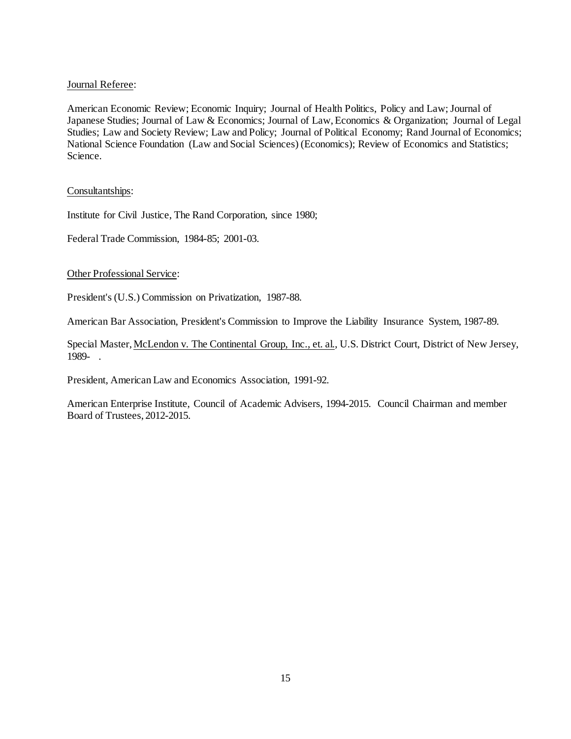Journal Referee:

American Economic Review; Economic Inquiry; Journal of Health Politics, Policy and Law; Journal of Japanese Studies; Journal of Law & Economics; Journal of Law, Economics & Organization; Journal of Legal Studies; Law and Society Review; Law and Policy; Journal of Political Economy; Rand Journal of Economics; National Science Foundation (Law and Social Sciences) (Economics); Review of Economics and Statistics; Science.

Consultantships:

Institute for Civil Justice, The Rand Corporation, since 1980;

Federal Trade Commission, 1984-85; 2001-03.

Other Professional Service:

President's (U.S.) Commission on Privatization, 1987-88.

American Bar Association, President's Commission to Improve the Liability Insurance System, 1987-89.

Special Master, McLendon v. The Continental Group, Inc., et. al., U.S. District Court, District of New Jersey, 1989- .

President, American Law and Economics Association, 1991-92.

American Enterprise Institute, Council of Academic Advisers, 1994-2015. Council Chairman and member Board of Trustees, 2012-2015.